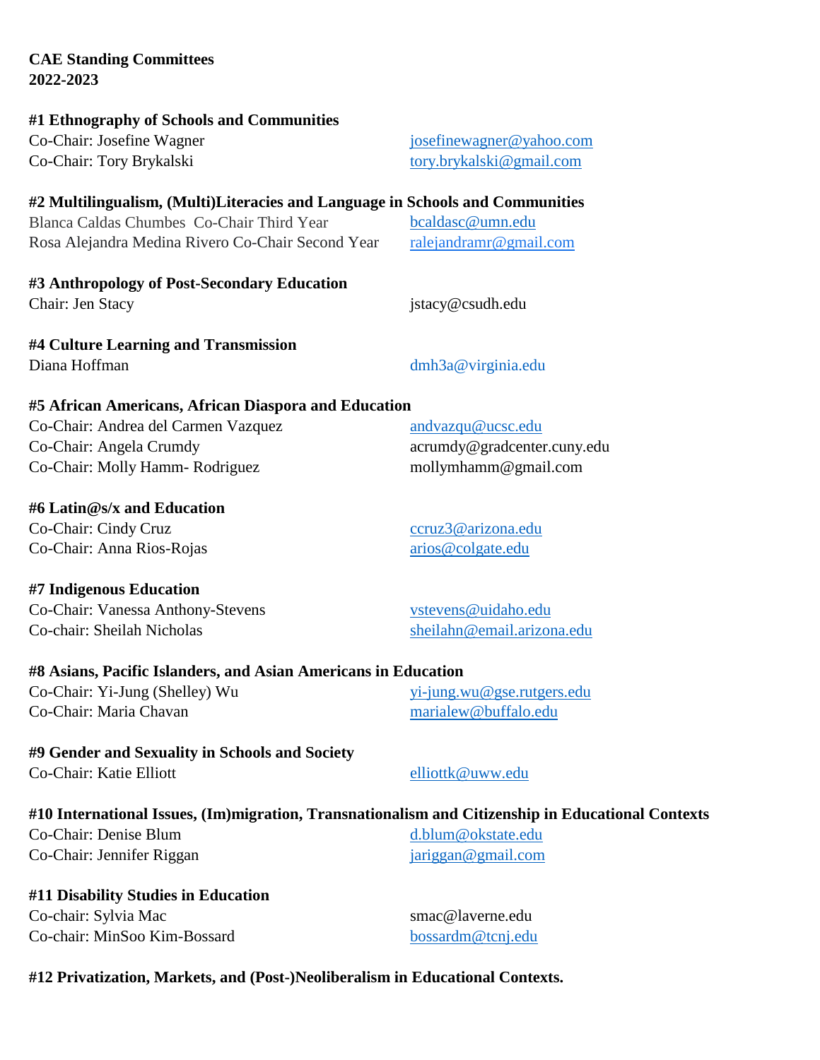**CAE Standing Committees**
**2022-2023**

**#1 Ethnography of Schools and Communities**
Co-Chair: Josefine Wagner josefinewagner@yahoo.com
Co-Chair: Tory Brykalski tory.brykalski@gmail.com

**#2 Multilingualism, (Multi)Literacies and Language in Schools and Communities**
Blanca Caldas Chumbes Co-Chair Third Year bcaldasc@umn.edu
Rosa Alejandra Medina Rivero Co-Chair Second Year ralejandramr@gmail.com

**#3 Anthropology of Post-Secondary Education**
Chair: Jen Stacy jstacy@csudh.edu

**#4 Culture Learning and Transmission**
Diana Hoffman dmh3a@virginia.edu

**#5 African Americans, African Diaspora and Education**
Co-Chair: Andrea del Carmen Vazquez andvazqu@ucsc.edu
Co-Chair: Angela Crumdy acrumdy@gradcenter.cuny.edu
Co-Chair: Molly Hamm- Rodriguez mollymhamm@gmail.com

**#6 Latin@s/x and Education**
Co-Chair: Cindy Cruz ccruz3@arizona.edu
Co-Chair: Anna Rios-Rojas arios@colgate.edu

**#7 Indigenous Education**
Co-Chair: Vanessa Anthony-Stevens vstevens@uidaho.edu
Co-chair: Sheilah Nicholas sheilahn@email.arizona.edu

**#8 Asians, Pacific Islanders, and Asian Americans in Education**
Co-Chair: Yi-Jung (Shelley) Wu yi-jung.wu@gse.rutgers.edu
Co-Chair: Maria Chavan marialew@buffalo.edu

**#9 Gender and Sexuality in Schools and Society**
Co-Chair: Katie Elliott elliottk@uww.edu

**#10 International Issues, (Im)migration, Transnationalism and Citizenship in Educational Contexts**
Co-Chair: Denise Blum d.blum@okstate.edu
Co-Chair: Jennifer Riggan jariggan@gmail.com

**#11 Disability Studies in Education**
Co-chair: Sylvia Mac smac@laverne.edu
Co-chair: MinSoo Kim-Bossard bossardm@tcnj.edu

**#12 Privatization, Markets, and (Post-)Neoliberalism in Educational Contexts.**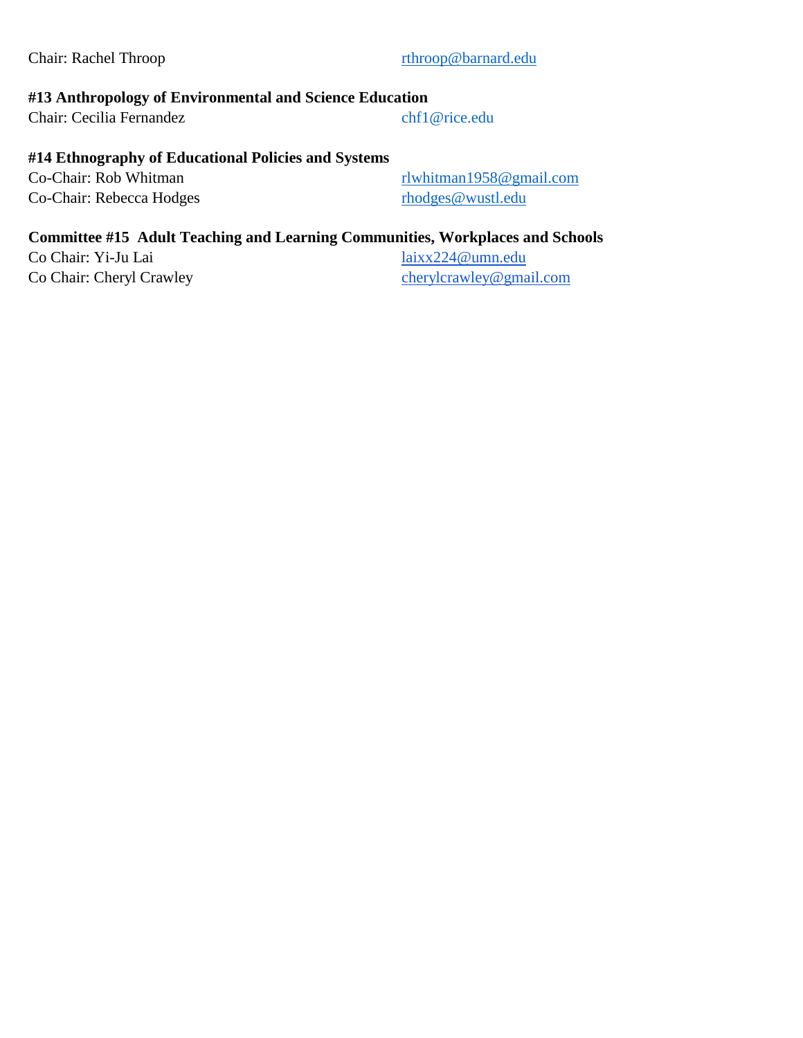Chair: Rachel Throop rthroop@barnard.edu

**#13 Anthropology of Environmental and Science Education**

Chair: Cecilia Fernandez chf1@rice.edu

**#14 Ethnography of Educational Policies and Systems**

Co-Chair: Rob Whitman rlwhitman1958@gmail.com

Co-Chair: Rebecca Hodges rhodges@wustl.edu

**Committee #15 Adult Teaching and Learning Communities, Workplaces and Schools**

Co Chair: Yi-Ju Lai laixx224@umn.edu

Co Chair: Cheryl Crawley cherylcrawley@gmail.com